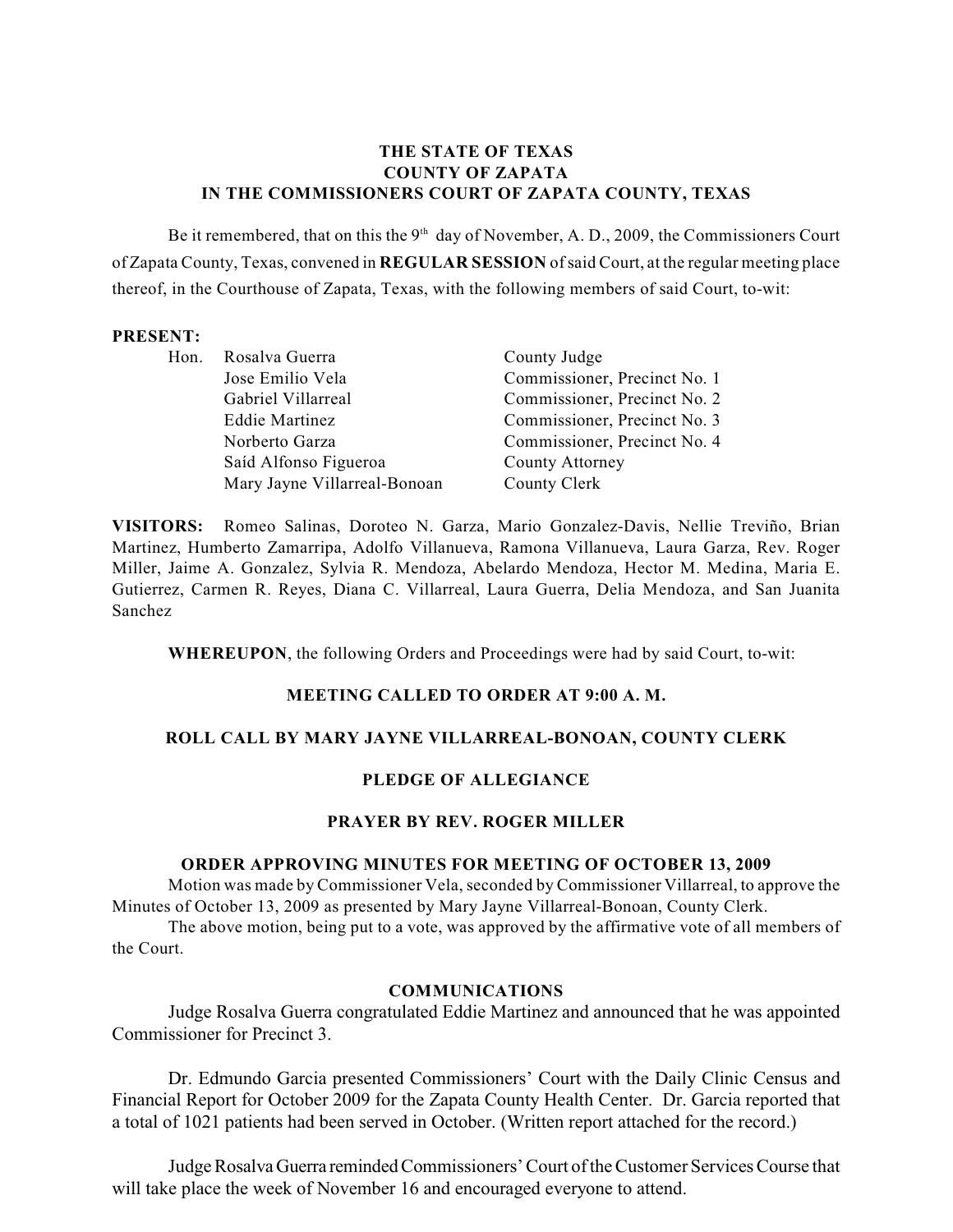**THE STATE OF TEXAS**
**COUNTY OF ZAPATA**
**IN THE COMMISSIONERS COURT OF ZAPATA COUNTY, TEXAS**

Be it remembered, that on this the 9th day of November, A. D., 2009, the Commissioners Court of Zapata County, Texas, convened in **REGULAR SESSION** of said Court, at the regular meeting place thereof, in the Courthouse of Zapata, Texas, with the following members of said Court, to-wit:

**PRESENT:**

| Hon. | | |
|---|---|---|
| Hon. | Rosalva Guerra | County Judge |
| | Jose Emilio Vela | Commissioner, Precinct No. 1 |
| | Gabriel Villarreal | Commissioner, Precinct No. 2 |
| | Eddie Martinez | Commissioner, Precinct No. 3 |
| | Norberto Garza | Commissioner, Precinct No. 4 |
| | Saíd Alfonso Figueroa | County Attorney |
| | Mary Jayne Villarreal-Bonoan | County Clerk |

**VISITORS:** Romeo Salinas, Doroteo N. Garza, Mario Gonzalez-Davis, Nellie Treviño, Brian Martinez, Humberto Zamarripa, Adolfo Villanueva, Ramona Villanueva, Laura Garza, Rev. Roger Miller, Jaime A. Gonzalez, Sylvia R. Mendoza, Abelardo Mendoza, Hector M. Medina, Maria E. Gutierrez, Carmen R. Reyes, Diana C. Villarreal, Laura Guerra, Delia Mendoza, and San Juanita Sanchez

**WHEREUPON**, the following Orders and Proceedings were had by said Court, to-wit:

**MEETING CALLED TO ORDER AT 9:00 A. M.**

**ROLL CALL BY MARY JAYNE VILLARREAL-BONOAN, COUNTY CLERK**

**PLEDGE OF ALLEGIANCE**

**PRAYER BY REV. ROGER MILLER**

**ORDER APPROVING MINUTES FOR MEETING OF OCTOBER 13, 2009**

Motion was made by Commissioner Vela, seconded by Commissioner Villarreal, to approve the Minutes of October 13, 2009 as presented by Mary Jayne Villarreal-Bonoan, County Clerk.

The above motion, being put to a vote, was approved by the affirmative vote of all members of the Court.

**COMMUNICATIONS**

Judge Rosalva Guerra congratulated Eddie Martinez and announced that he was appointed Commissioner for Precinct 3.

Dr. Edmundo Garcia presented Commissioners' Court with the Daily Clinic Census and Financial Report for October 2009 for the Zapata County Health Center. Dr. Garcia reported that a total of 1021 patients had been served in October. (Written report attached for the record.)

Judge Rosalva Guerra reminded Commissioners' Court of the Customer Services Course that will take place the week of November 16 and encouraged everyone to attend.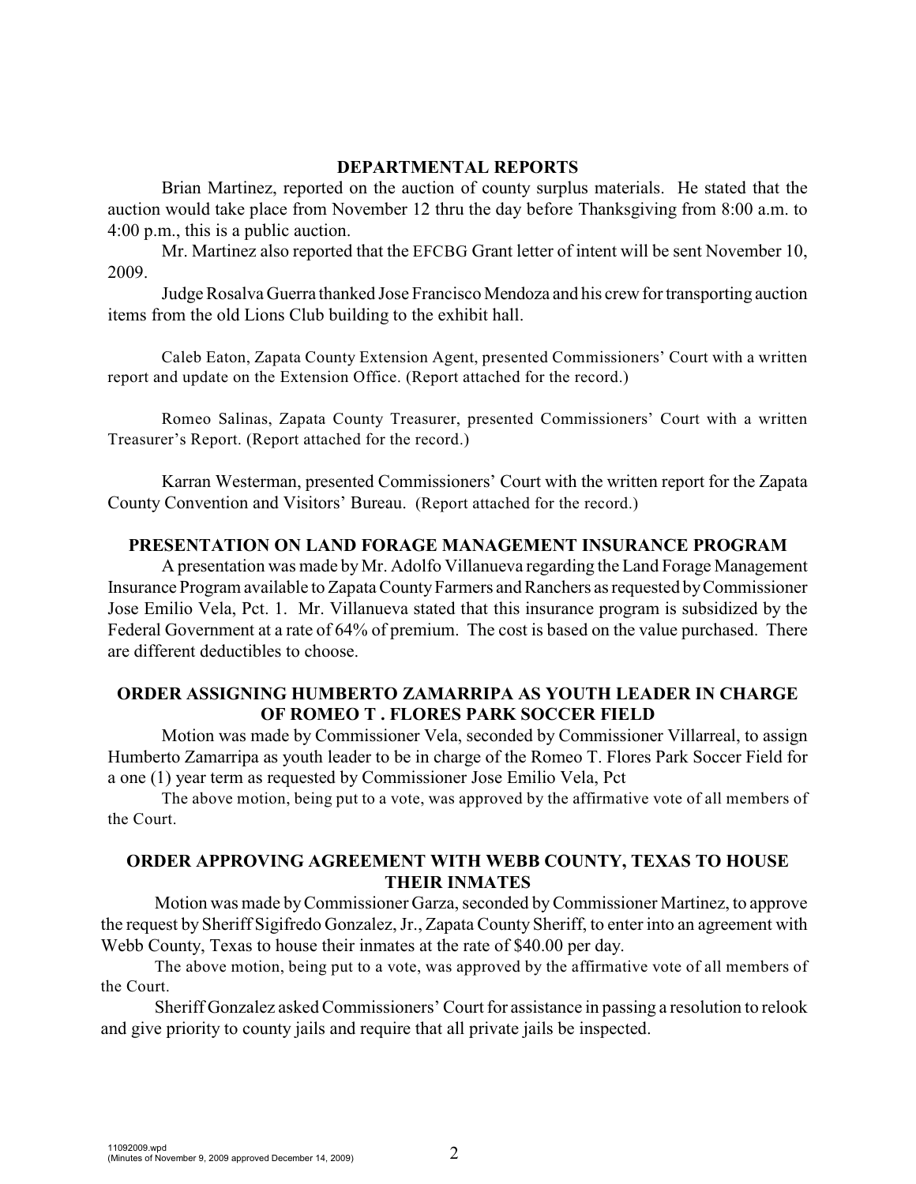## DEPARTMENTAL REPORTS

Brian Martinez, reported on the auction of county surplus materials. He stated that the auction would take place from November 12 thru the day before Thanksgiving from 8:00 a.m. to 4:00 p.m., this is a public auction.

Mr. Martinez also reported that the EFCBG Grant letter of intent will be sent November 10, 2009.

Judge Rosalva Guerra thanked Jose Francisco Mendoza and his crew for transporting auction items from the old Lions Club building to the exhibit hall.

Caleb Eaton, Zapata County Extension Agent, presented Commissioners' Court with a written report and update on the Extension Office. (Report attached for the record.)

Romeo Salinas, Zapata County Treasurer, presented Commissioners' Court with a written Treasurer's Report. (Report attached for the record.)

Karran Westerman, presented Commissioners' Court with the written report for the Zapata County Convention and Visitors' Bureau. (Report attached for the record.)

## PRESENTATION ON LAND FORAGE MANAGEMENT INSURANCE PROGRAM

A presentation was made by Mr. Adolfo Villanueva regarding the Land Forage Management Insurance Program available to Zapata County Farmers and Ranchers as requested by Commissioner Jose Emilio Vela, Pct. 1. Mr. Villanueva stated that this insurance program is subsidized by the Federal Government at a rate of 64% of premium. The cost is based on the value purchased. There are different deductibles to choose.

## ORDER ASSIGNING HUMBERTO ZAMARRIPA AS YOUTH LEADER IN CHARGE OF ROMEO T . FLORES PARK SOCCER FIELD

Motion was made by Commissioner Vela, seconded by Commissioner Villarreal, to assign Humberto Zamarripa as youth leader to be in charge of the Romeo T. Flores Park Soccer Field for a one (1) year term as requested by Commissioner Jose Emilio Vela, Pct

The above motion, being put to a vote, was approved by the affirmative vote of all members of the Court.

## ORDER APPROVING AGREEMENT WITH WEBB COUNTY, TEXAS TO HOUSE THEIR INMATES

Motion was made by Commissioner Garza, seconded by Commissioner Martinez, to approve the request by Sheriff Sigifredo Gonzalez, Jr., Zapata County Sheriff, to enter into an agreement with Webb County, Texas to house their inmates at the rate of $40.00 per day.

The above motion, being put to a vote, was approved by the affirmative vote of all members of the Court.

Sheriff Gonzalez asked Commissioners' Court for assistance in passing a resolution to relook and give priority to county jails and require that all private jails be inspected.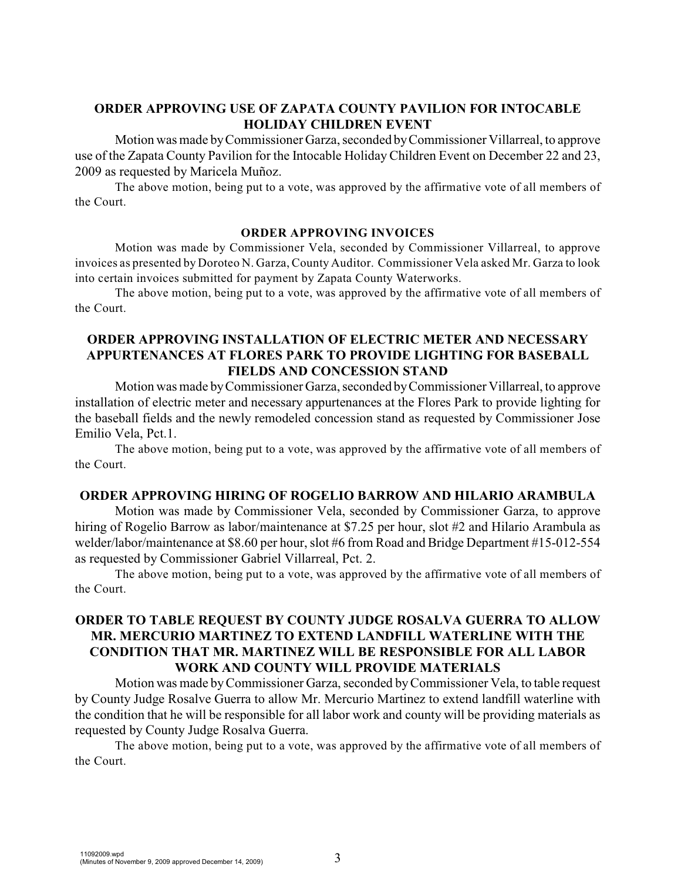## ORDER APPROVING USE OF ZAPATA COUNTY PAVILION FOR INTOCABLE HOLIDAY CHILDREN EVENT

Motion was made by Commissioner Garza, seconded by Commissioner Villarreal, to approve use of the Zapata County Pavilion for the Intocable Holiday Children Event on December 22 and 23, 2009 as requested by Maricela Muñoz.

The above motion, being put to a vote, was approved by the affirmative vote of all members of the Court.

## ORDER APPROVING INVOICES

Motion was made by Commissioner Vela, seconded by Commissioner Villarreal, to approve invoices as presented by Doroteo N. Garza, County Auditor. Commissioner Vela asked Mr. Garza to look into certain invoices submitted for payment by Zapata County Waterworks.

The above motion, being put to a vote, was approved by the affirmative vote of all members of the Court.

## ORDER APPROVING INSTALLATION OF ELECTRIC METER AND NECESSARY APPURTENANCES AT FLORES PARK TO PROVIDE LIGHTING FOR BASEBALL FIELDS AND CONCESSION STAND

Motion was made by Commissioner Garza, seconded by Commissioner Villarreal, to approve installation of electric meter and necessary appurtenances at the Flores Park to provide lighting for the baseball fields and the newly remodeled concession stand as requested by Commissioner Jose Emilio Vela, Pct.1.

The above motion, being put to a vote, was approved by the affirmative vote of all members of the Court.

## ORDER APPROVING HIRING OF ROGELIO BARROW AND HILARIO ARAMBULA

Motion was made by Commissioner Vela, seconded by Commissioner Garza, to approve hiring of Rogelio Barrow as labor/maintenance at $7.25 per hour, slot #2 and Hilario Arambula as welder/labor/maintenance at $8.60 per hour, slot #6 from Road and Bridge Department #15-012-554 as requested by Commissioner Gabriel Villarreal, Pct. 2.

The above motion, being put to a vote, was approved by the affirmative vote of all members of the Court.

## ORDER TO TABLE REQUEST BY COUNTY JUDGE ROSALVA GUERRA TO ALLOW MR. MERCURIO MARTINEZ TO EXTEND LANDFILL WATERLINE WITH THE CONDITION THAT MR. MARTINEZ WILL BE RESPONSIBLE FOR ALL LABOR WORK AND COUNTY WILL PROVIDE MATERIALS

Motion was made by Commissioner Garza, seconded by Commissioner Vela, to table request by County Judge Rosalve Guerra to allow Mr. Mercurio Martinez to extend landfill waterline with the condition that he will be responsible for all labor work and county will be providing materials as requested by County Judge Rosalva Guerra.

The above motion, being put to a vote, was approved by the affirmative vote of all members of the Court.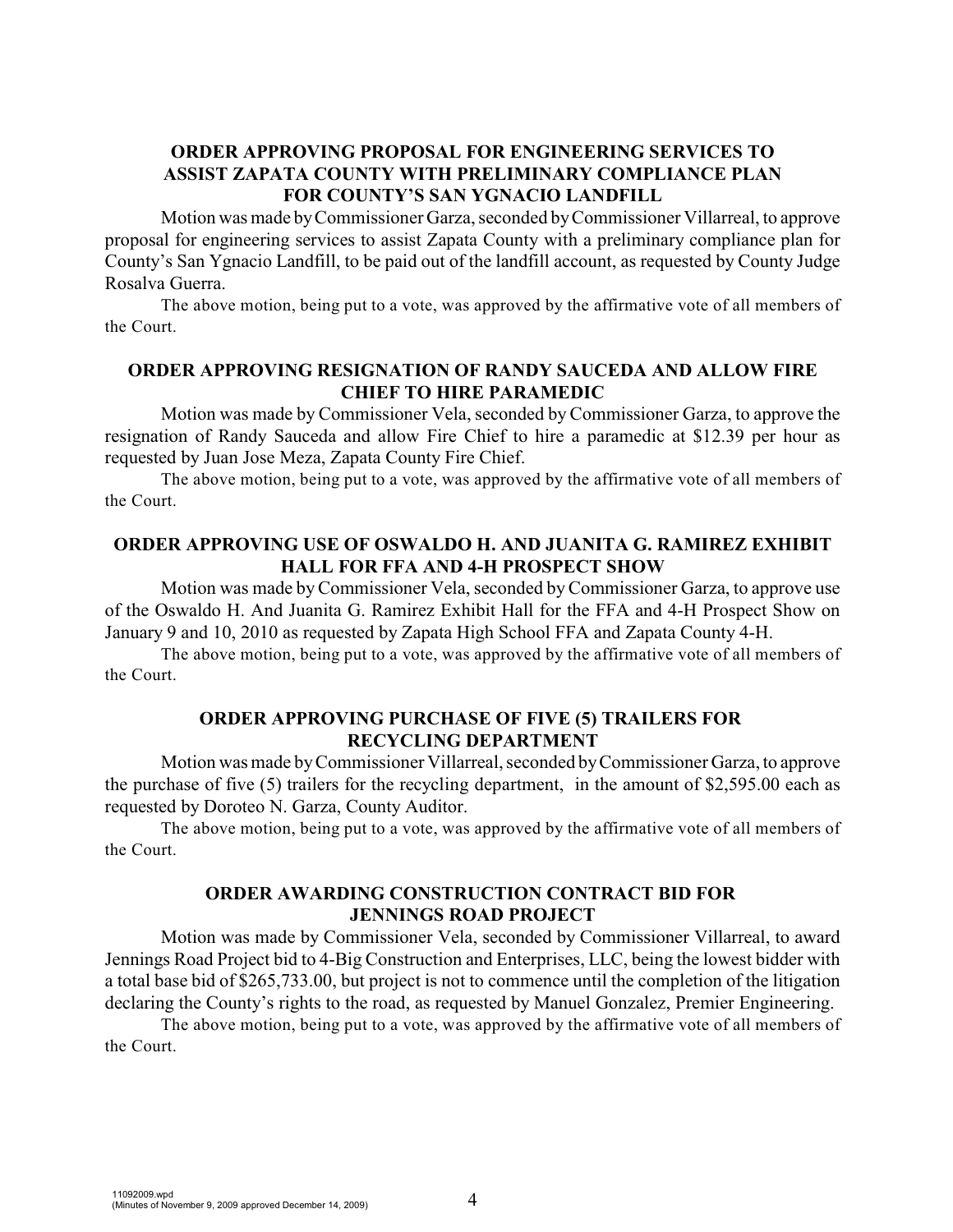### ORDER APPROVING PROPOSAL FOR ENGINEERING SERVICES TO ASSIST ZAPATA COUNTY WITH PRELIMINARY COMPLIANCE PLAN FOR COUNTY'S SAN YGNACIO LANDFILL

Motion was made by Commissioner Garza, seconded by Commissioner Villarreal, to approve proposal for engineering services to assist Zapata County with a preliminary compliance plan for County's San Ygnacio Landfill, to be paid out of the landfill account, as requested by County Judge Rosalva Guerra.

The above motion, being put to a vote, was approved by the affirmative vote of all members of the Court.

### ORDER APPROVING RESIGNATION OF RANDY SAUCEDA AND ALLOW FIRE CHIEF TO HIRE PARAMEDIC

Motion was made by Commissioner Vela, seconded by Commissioner Garza, to approve the resignation of Randy Sauceda and allow Fire Chief to hire a paramedic at $12.39 per hour as requested by Juan Jose Meza, Zapata County Fire Chief.

The above motion, being put to a vote, was approved by the affirmative vote of all members of the Court.

### ORDER APPROVING USE OF OSWALDO H. AND JUANITA G. RAMIREZ EXHIBIT HALL FOR FFA AND 4-H PROSPECT SHOW

Motion was made by Commissioner Vela, seconded by Commissioner Garza, to approve use of the Oswaldo H. And Juanita G. Ramirez Exhibit Hall for the FFA and 4-H Prospect Show on January 9 and 10, 2010 as requested by Zapata High School FFA and Zapata County 4-H.

The above motion, being put to a vote, was approved by the affirmative vote of all members of the Court.

### ORDER APPROVING PURCHASE OF FIVE (5) TRAILERS FOR RECYCLING DEPARTMENT

Motion was made by Commissioner Villarreal, seconded by Commissioner Garza, to approve the purchase of five (5) trailers for the recycling department, in the amount of $2,595.00 each as requested by Doroteo N. Garza, County Auditor.

The above motion, being put to a vote, was approved by the affirmative vote of all members of the Court.

### ORDER AWARDING CONSTRUCTION CONTRACT BID FOR JENNINGS ROAD PROJECT

Motion was made by Commissioner Vela, seconded by Commissioner Villarreal, to award Jennings Road Project bid to 4-Big Construction and Enterprises, LLC, being the lowest bidder with a total base bid of $265,733.00, but project is not to commence until the completion of the litigation declaring the County's rights to the road, as requested by Manuel Gonzalez, Premier Engineering.

The above motion, being put to a vote, was approved by the affirmative vote of all members of the Court.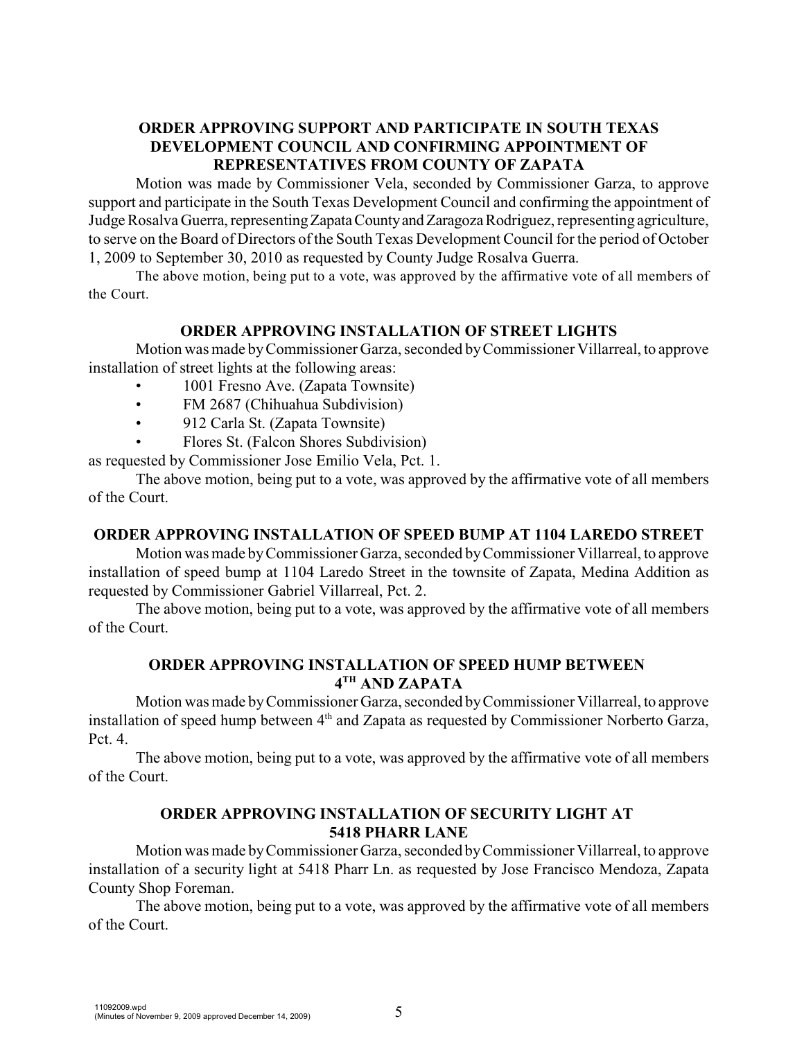**ORDER APPROVING SUPPORT AND PARTICIPATE IN SOUTH TEXAS DEVELOPMENT COUNCIL AND CONFIRMING APPOINTMENT OF REPRESENTATIVES FROM COUNTY OF ZAPATA**

Motion was made by Commissioner Vela, seconded by Commissioner Garza, to approve support and participate in the South Texas Development Council and confirming the appointment of Judge Rosalva Guerra, representing Zapata County and Zaragoza Rodriguez, representing agriculture, to serve on the Board of Directors of the South Texas Development Council for the period of October 1, 2009 to September 30, 2010 as requested by County Judge Rosalva Guerra.

The above motion, being put to a vote, was approved by the affirmative vote of all members of the Court.

**ORDER APPROVING INSTALLATION OF STREET LIGHTS**

Motion was made by Commissioner Garza, seconded by Commissioner Villarreal, to approve installation of street lights at the following areas:

- 1001 Fresno Ave. (Zapata Townsite)
- FM 2687 (Chihuahua Subdivision)
- 912 Carla St. (Zapata Townsite)
- Flores St. (Falcon Shores Subdivision)

as requested by Commissioner Jose Emilio Vela, Pct. 1.

The above motion, being put to a vote, was approved by the affirmative vote of all members of the Court.

**ORDER APPROVING INSTALLATION OF SPEED BUMP AT 1104 LAREDO STREET**

Motion was made by Commissioner Garza, seconded by Commissioner Villarreal, to approve installation of speed bump at 1104 Laredo Street in the townsite of Zapata, Medina Addition as requested by Commissioner Gabriel Villarreal, Pct. 2.

The above motion, being put to a vote, was approved by the affirmative vote of all members of the Court.

**ORDER APPROVING INSTALLATION OF SPEED HUMP BETWEEN 4TH AND ZAPATA**

Motion was made by Commissioner Garza, seconded by Commissioner Villarreal, to approve installation of speed hump between 4th and Zapata as requested by Commissioner Norberto Garza, Pct. 4.

The above motion, being put to a vote, was approved by the affirmative vote of all members of the Court.

**ORDER APPROVING INSTALLATION OF SECURITY LIGHT AT 5418 PHARR LANE**

Motion was made by Commissioner Garza, seconded by Commissioner Villarreal, to approve installation of a security light at 5418 Pharr Ln. as requested by Jose Francisco Mendoza, Zapata County Shop Foreman.

The above motion, being put to a vote, was approved by the affirmative vote of all members of the Court.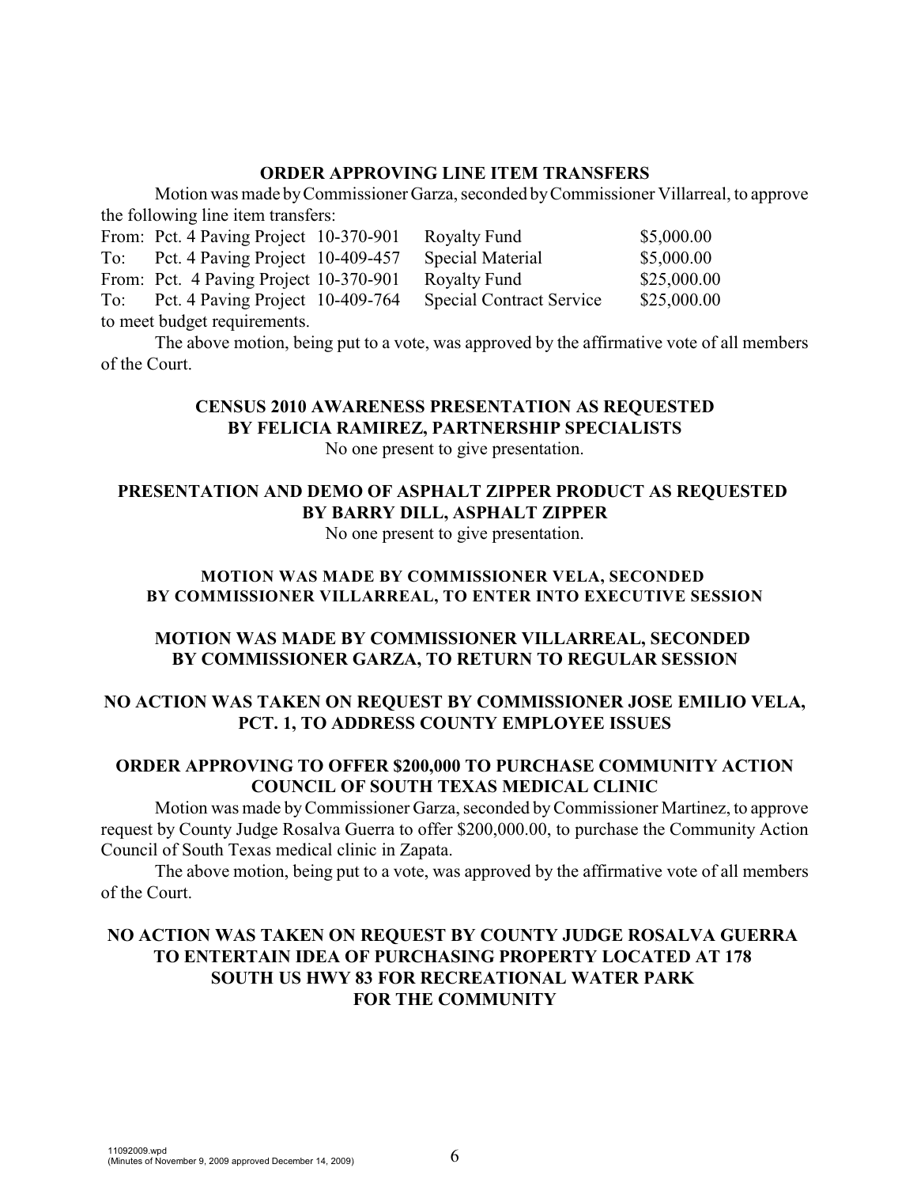**ORDER APPROVING LINE ITEM TRANSFERS**

Motion was made by Commissioner Garza, seconded by Commissioner Villarreal, to approve the following line item transfers:

| | | | | |
|---|---|---|---|---|
| From: | Pct. 4 Paving Project | 10-370-901 | Royalty Fund | $5,000.00 |
| To: | Pct. 4 Paving Project | 10-409-457 | Special Material | $5,000.00 |
| From: | Pct. 4 Paving Project | 10-370-901 | Royalty Fund | $25,000.00 |
| To: | Pct. 4 Paving Project | 10-409-764 | Special Contract Service | $25,000.00 |

to meet budget requirements.

The above motion, being put to a vote, was approved by the affirmative vote of all members of the Court.

**CENSUS 2010 AWARENESS PRESENTATION AS REQUESTED BY FELICIA RAMIREZ, PARTNERSHIP SPECIALISTS**

No one present to give presentation.

**PRESENTATION AND DEMO OF ASPHALT ZIPPER PRODUCT AS REQUESTED BY BARRY DILL, ASPHALT ZIPPER**

No one present to give presentation.

**MOTION WAS MADE BY COMMISSIONER VELA, SECONDED BY COMMISSIONER VILLARREAL, TO ENTER INTO EXECUTIVE SESSION**

**MOTION WAS MADE BY COMMISSIONER VILLARREAL, SECONDED BY COMMISSIONER GARZA, TO RETURN TO REGULAR SESSION**

**NO ACTION WAS TAKEN ON REQUEST BY COMMISSIONER JOSE EMILIO VELA, PCT. 1, TO ADDRESS COUNTY EMPLOYEE ISSUES**

**ORDER APPROVING TO OFFER $200,000 TO PURCHASE COMMUNITY ACTION COUNCIL OF SOUTH TEXAS MEDICAL CLINIC**

Motion was made by Commissioner Garza, seconded by Commissioner Martinez, to approve request by County Judge Rosalva Guerra to offer $200,000.00, to purchase the Community Action Council of South Texas medical clinic in Zapata.

The above motion, being put to a vote, was approved by the affirmative vote of all members of the Court.

**NO ACTION WAS TAKEN ON REQUEST BY COUNTY JUDGE ROSALVA GUERRA TO ENTERTAIN IDEA OF PURCHASING PROPERTY LOCATED AT 178 SOUTH US HWY 83 FOR RECREATIONAL WATER PARK FOR THE COMMUNITY**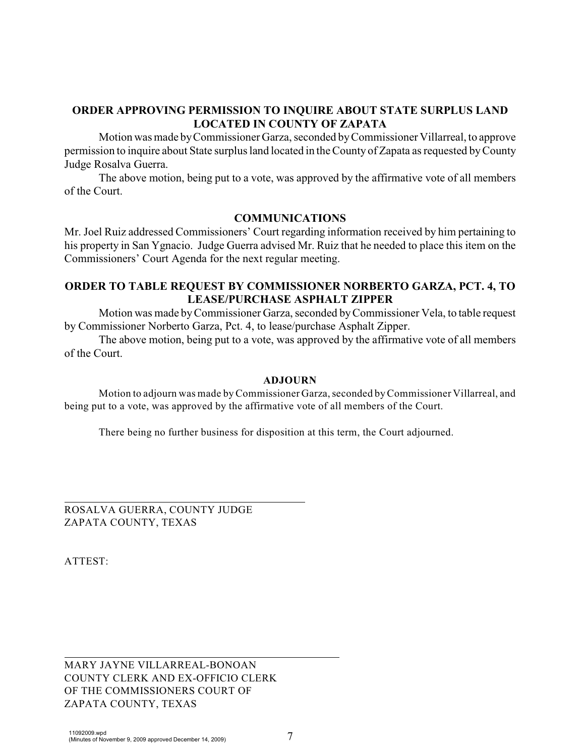**ORDER APPROVING PERMISSION TO INQUIRE ABOUT STATE SURPLUS LAND LOCATED IN COUNTY OF ZAPATA**

Motion was made by Commissioner Garza, seconded by Commissioner Villarreal, to approve permission to inquire about State surplus land located in the County of Zapata as requested by County Judge Rosalva Guerra.

The above motion, being put to a vote, was approved by the affirmative vote of all members of the Court.

**COMMUNICATIONS**

Mr. Joel Ruiz addressed Commissioners' Court regarding information received by him pertaining to his property in San Ygnacio. Judge Guerra advised Mr. Ruiz that he needed to place this item on the Commissioners' Court Agenda for the next regular meeting.

**ORDER TO TABLE REQUEST BY COMMISSIONER NORBERTO GARZA, PCT. 4, TO LEASE/PURCHASE ASPHALT ZIPPER**

Motion was made by Commissioner Garza, seconded by Commissioner Vela, to table request by Commissioner Norberto Garza, Pct. 4, to lease/purchase Asphalt Zipper.

The above motion, being put to a vote, was approved by the affirmative vote of all members of the Court.

**ADJOURN**

Motion to adjourn was made by Commissioner Garza, seconded by Commissioner Villarreal, and being put to a vote, was approved by the affirmative vote of all members of the Court.

There being no further business for disposition at this term, the Court adjourned.

ROSALVA GUERRA, COUNTY JUDGE
ZAPATA COUNTY, TEXAS

ATTEST:

MARY JAYNE VILLARREAL-BONOAN
COUNTY CLERK AND EX-OFFICIO CLERK
OF THE COMMISSIONERS COURT OF
ZAPATA COUNTY, TEXAS

11092009.wpd
(Minutes of November 9, 2009 approved December 14, 2009)